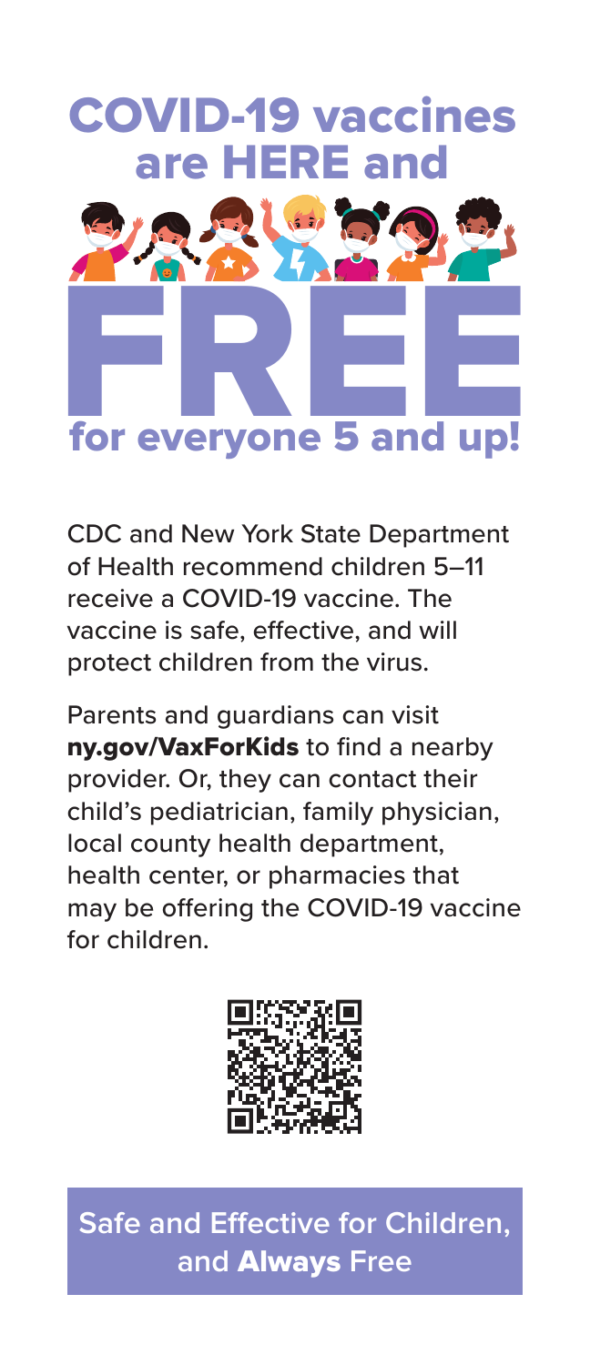# COVID-19 vaccines are HERE and FREE for everyone 5 and up!

CDC and New York State Department of Health recommend children 5–11 receive a COVID-19 vaccine. The vaccine is safe, effective, and will protect children from the virus.

Parents and guardians can visit **ny.gov/VaxForKids** to find a nearby provider. Or, they can contact their child's pediatrician, family physician, local county health department, health center, or pharmacies that may be offering the COVID-19 vaccine for children.

**Safe and Effective for Children, and Always Free**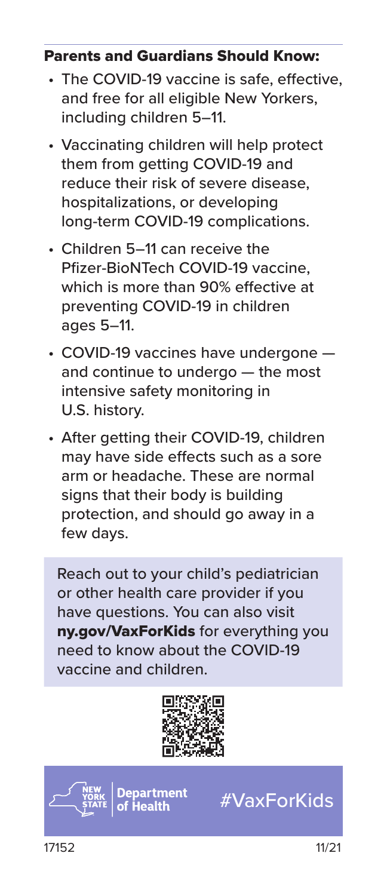## Parents and Guardians Should Know:

- The COVID-19 vaccine is safe, effective, and free for all eligible New Yorkers, including children 5–11.
- Vaccinating children will help protect them from getting COVID-19 and reduce their risk of severe disease, hospitalizations, or developing long-term COVID-19 complications.
- Children 5–11 can receive the Pfizer-BioNTech COVID-19 vaccine, which is more than 90% effective at preventing COVID-19 in children ages 5–11.
- COVID-19 vaccines have undergone — and continue to undergo — the most intensive safety monitoring in U.S. history.
- After getting their COVID-19, children may have side effects such as a sore arm or headache. These are normal signs that their body is building protection, and should go away in a few days.

Reach out to your child's pediatrician or other health care provider if you have questions. You can also visit **ny.gov/VaxForKids** for everything you need to know about the COVID-19 vaccine and children.

NEW YORK STATE | Department of Health

#VaxForKids

17152 11/21